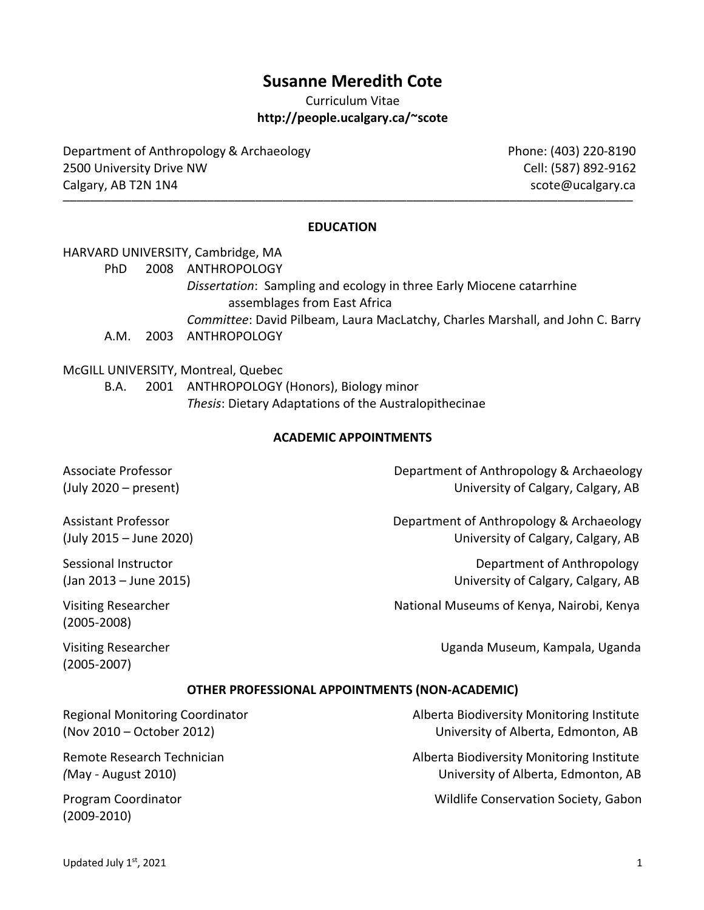# Susanne Meredith Cote

Curriculum Vitae

**http://people.ucalgary.ca/~scote**

Department of Anthropology & Archaeology
2500 University Drive NW
Calgary, AB T2N 1N4

Phone: (403) 220-8190
Cell: (587) 892-9162
scote@ucalgary.ca

---

## EDUCATION

HARVARD UNIVERSITY, Cambridge, MA

- PhD 2008 ANTHROPOLOGY
  - *Dissertation*: Sampling and ecology in three Early Miocene catarrhine assemblages from East Africa
  - *Committee*: David Pilbeam, Laura MacLatchy, Charles Marshall, and John C. Barry
- A.M. 2003 ANTHROPOLOGY

McGILL UNIVERSITY, Montreal, Quebec

- B.A. 2001 ANTHROPOLOGY (Honors), Biology minor
  - *Thesis*: Dietary Adaptations of the Australopithecinae

## ACADEMIC APPOINTMENTS

Associate Professor (July 2020 – present)
Department of Anthropology & Archaeology, University of Calgary, Calgary, AB

Assistant Professor (July 2015 – June 2020)
Department of Anthropology & Archaeology, University of Calgary, Calgary, AB

Sessional Instructor (Jan 2013 – June 2015)
Department of Anthropology, University of Calgary, Calgary, AB

Visiting Researcher (2005-2008)
National Museums of Kenya, Nairobi, Kenya

Visiting Researcher (2005-2007)
Uganda Museum, Kampala, Uganda

## OTHER PROFESSIONAL APPOINTMENTS (NON-ACADEMIC)

Regional Monitoring Coordinator (Nov 2010 – October 2012)
Alberta Biodiversity Monitoring Institute, University of Alberta, Edmonton, AB

Remote Research Technician (May - August 2010)
Alberta Biodiversity Monitoring Institute, University of Alberta, Edmonton, AB

Program Coordinator (2009-2010)
Wildlife Conservation Society, Gabon

Updated July 1st, 2021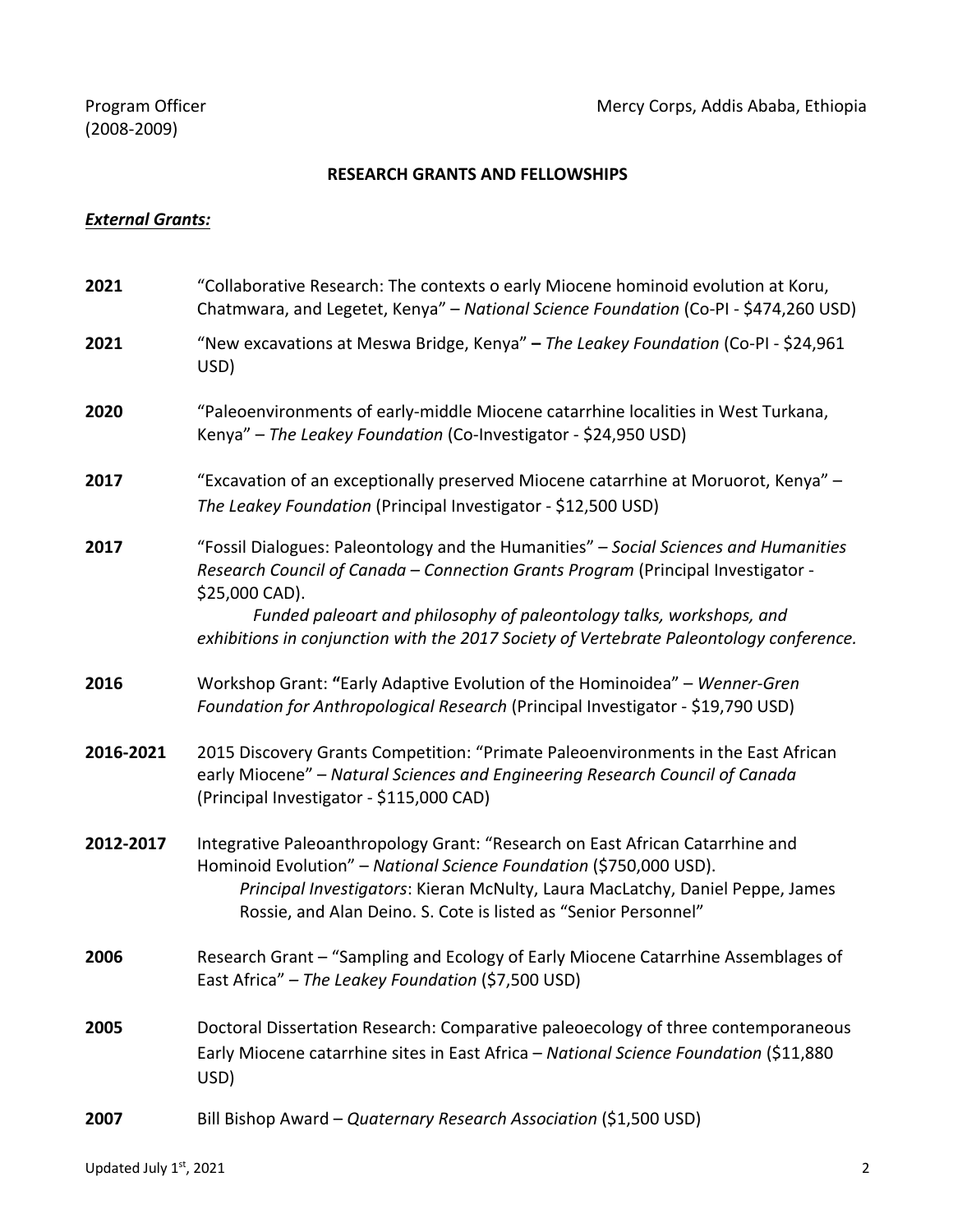Program Officer (2008-2009) — Mercy Corps, Addis Ababa, Ethiopia

## RESEARCH GRANTS AND FELLOWSHIPS

### ***External Grants:***

**2021** — "Collaborative Research: The contexts o early Miocene hominoid evolution at Koru, Chatmwara, and Legetet, Kenya" – *National Science Foundation* (Co-PI - $474,260 USD)

**2021** — "New excavations at Meswa Bridge, Kenya" **–** *The Leakey Foundation* (Co-PI - $24,961 USD)

**2020** — "Paleoenvironments of early-middle Miocene catarrhine localities in West Turkana, Kenya" – *The Leakey Foundation* (Co-Investigator - $24,950 USD)

**2017** — "Excavation of an exceptionally preserved Miocene catarrhine at Moruorot, Kenya" – *The Leakey Foundation* (Principal Investigator - $12,500 USD)

**2017** — "Fossil Dialogues: Paleontology and the Humanities" – *Social Sciences and Humanities Research Council of Canada – Connection Grants Program* (Principal Investigator - $25,000 CAD).
*Funded paleoart and philosophy of paleontology talks, workshops, and exhibitions in conjunction with the 2017 Society of Vertebrate Paleontology conference.*

**2016** — Workshop Grant: **"**Early Adaptive Evolution of the Hominoidea" – *Wenner-Gren Foundation for Anthropological Research* (Principal Investigator - $19,790 USD)

**2016-2021** — 2015 Discovery Grants Competition: "Primate Paleoenvironments in the East African early Miocene" – *Natural Sciences and Engineering Research Council of Canada* (Principal Investigator - $115,000 CAD)

**2012-2017** — Integrative Paleoanthropology Grant: "Research on East African Catarrhine and Hominoid Evolution" – *National Science Foundation* ($750,000 USD).
*Principal Investigators*: Kieran McNulty, Laura MacLatchy, Daniel Peppe, James Rossie, and Alan Deino. S. Cote is listed as "Senior Personnel"

**2006** — Research Grant – "Sampling and Ecology of Early Miocene Catarrhine Assemblages of East Africa" – *The Leakey Foundation* ($7,500 USD)

**2005** — Doctoral Dissertation Research: Comparative paleoecology of three contemporaneous Early Miocene catarrhine sites in East Africa – *National Science Foundation* ($11,880 USD)

**2007** — Bill Bishop Award – *Quaternary Research Association* ($1,500 USD)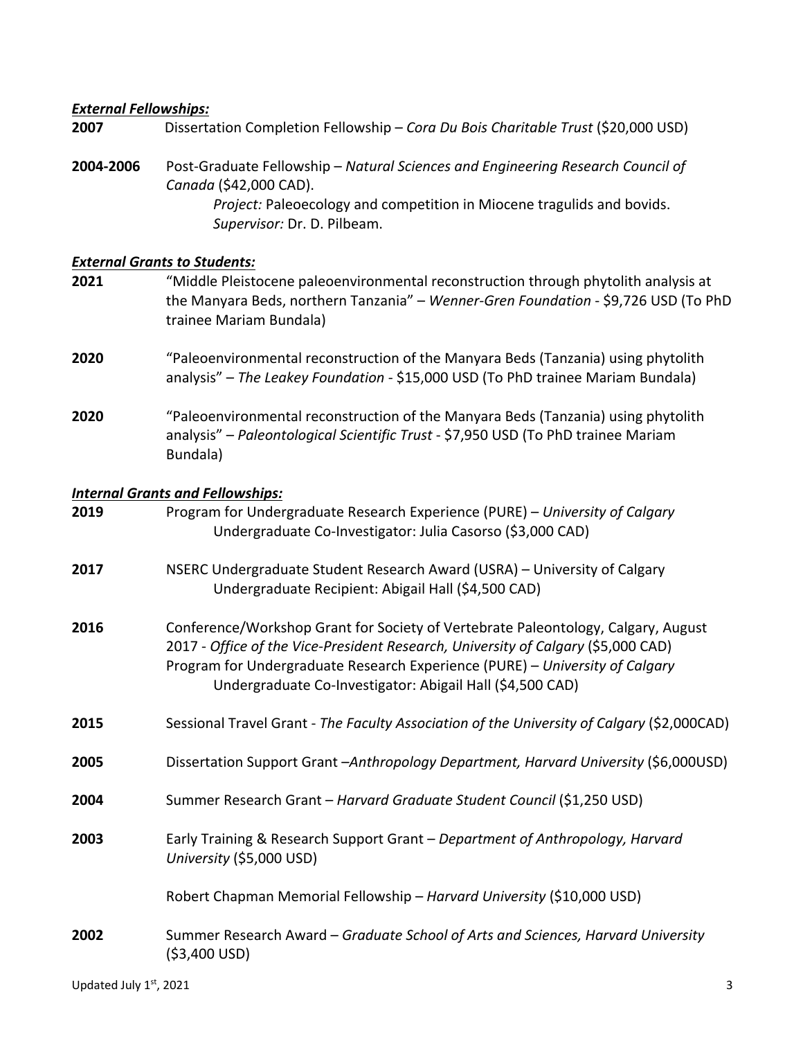***External Fellowships:***

**2007** Dissertation Completion Fellowship – *Cora Du Bois Charitable Trust* ($20,000 USD)

**2004-2006** Post-Graduate Fellowship – *Natural Sciences and Engineering Research Council of Canada* ($42,000 CAD).
*Project:* Paleoecology and competition in Miocene tragulids and bovids.
*Supervisor:* Dr. D. Pilbeam.

***External Grants to Students:***

**2021** "Middle Pleistocene paleoenvironmental reconstruction through phytolith analysis at the Manyara Beds, northern Tanzania" – *Wenner-Gren Foundation* - $9,726 USD (To PhD trainee Mariam Bundala)

**2020** "Paleoenvironmental reconstruction of the Manyara Beds (Tanzania) using phytolith analysis" – *The Leakey Foundation* - $15,000 USD (To PhD trainee Mariam Bundala)

**2020** "Paleoenvironmental reconstruction of the Manyara Beds (Tanzania) using phytolith analysis" – *Paleontological Scientific Trust* - $7,950 USD (To PhD trainee Mariam Bundala)

***Internal Grants and Fellowships:***

**2019** Program for Undergraduate Research Experience (PURE) – *University of Calgary*
Undergraduate Co-Investigator: Julia Casorso ($3,000 CAD)

**2017** NSERC Undergraduate Student Research Award (USRA) – University of Calgary
Undergraduate Recipient: Abigail Hall ($4,500 CAD)

**2016** Conference/Workshop Grant for Society of Vertebrate Paleontology, Calgary, August 2017 - *Office of the Vice-President Research, University of Calgary* ($5,000 CAD)
Program for Undergraduate Research Experience (PURE) – *University of Calgary*
Undergraduate Co-Investigator: Abigail Hall ($4,500 CAD)

**2015** Sessional Travel Grant - *The Faculty Association of the University of Calgary* ($2,000CAD)

**2005** Dissertation Support Grant –*Anthropology Department, Harvard University* ($6,000USD)

**2004** Summer Research Grant – *Harvard Graduate Student Council* ($1,250 USD)

**2003** Early Training & Research Support Grant – *Department of Anthropology, Harvard University* ($5,000 USD)

Robert Chapman Memorial Fellowship – *Harvard University* ($10,000 USD)

**2002** Summer Research Award – *Graduate School of Arts and Sciences, Harvard University* ($3,400 USD)

Updated July 1st, 2021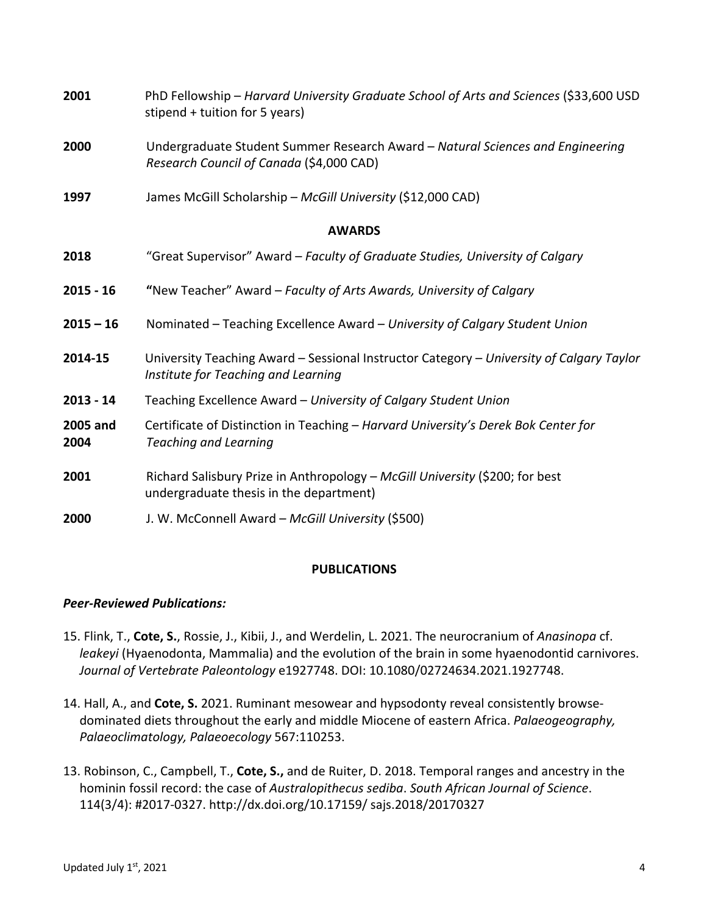**2001** PhD Fellowship – *Harvard University Graduate School of Arts and Sciences* ($33,600 USD stipend + tuition for 5 years)

**2000** Undergraduate Student Summer Research Award – *Natural Sciences and Engineering Research Council of Canada* ($4,000 CAD)

**1997** James McGill Scholarship – *McGill University* ($12,000 CAD)

## AWARDS

**2018** "Great Supervisor" Award – *Faculty of Graduate Studies, University of Calgary*

**2015 - 16** **"**New Teacher" Award – *Faculty of Arts Awards, University of Calgary*

**2015 – 16** Nominated – Teaching Excellence Award – *University of Calgary Student Union*

**2014-15** University Teaching Award – Sessional Instructor Category – *University of Calgary Taylor Institute for Teaching and Learning*

**2013 - 14** Teaching Excellence Award – *University of Calgary Student Union*

**2005 and 2004** Certificate of Distinction in Teaching – *Harvard University's Derek Bok Center for Teaching and Learning*

**2001** Richard Salisbury Prize in Anthropology – *McGill University* ($200; for best undergraduate thesis in the department)

**2000** J. W. McConnell Award – *McGill University* ($500)

## PUBLICATIONS

### *Peer-Reviewed Publications:*

15. Flink, T., **Cote, S.**, Rossie, J., Kibii, J., and Werdelin, L. 2021. The neurocranium of *Anasinopa* cf. *leakeyi* (Hyaenodonta, Mammalia) and the evolution of the brain in some hyaenodontid carnivores. *Journal of Vertebrate Paleontology* e1927748. DOI: 10.1080/02724634.2021.1927748.

14. Hall, A., and **Cote, S.** 2021. Ruminant mesowear and hypsodonty reveal consistently browse-dominated diets throughout the early and middle Miocene of eastern Africa. *Palaeogeography, Palaeoclimatology, Palaeoecology* 567:110253.

13. Robinson, C., Campbell, T., **Cote, S.,** and de Ruiter, D. 2018. Temporal ranges and ancestry in the hominin fossil record: the case of *Australopithecus sediba*. *South African Journal of Science*. 114(3/4): #2017-0327. http://dx.doi.org/10.17159/ sajs.2018/20170327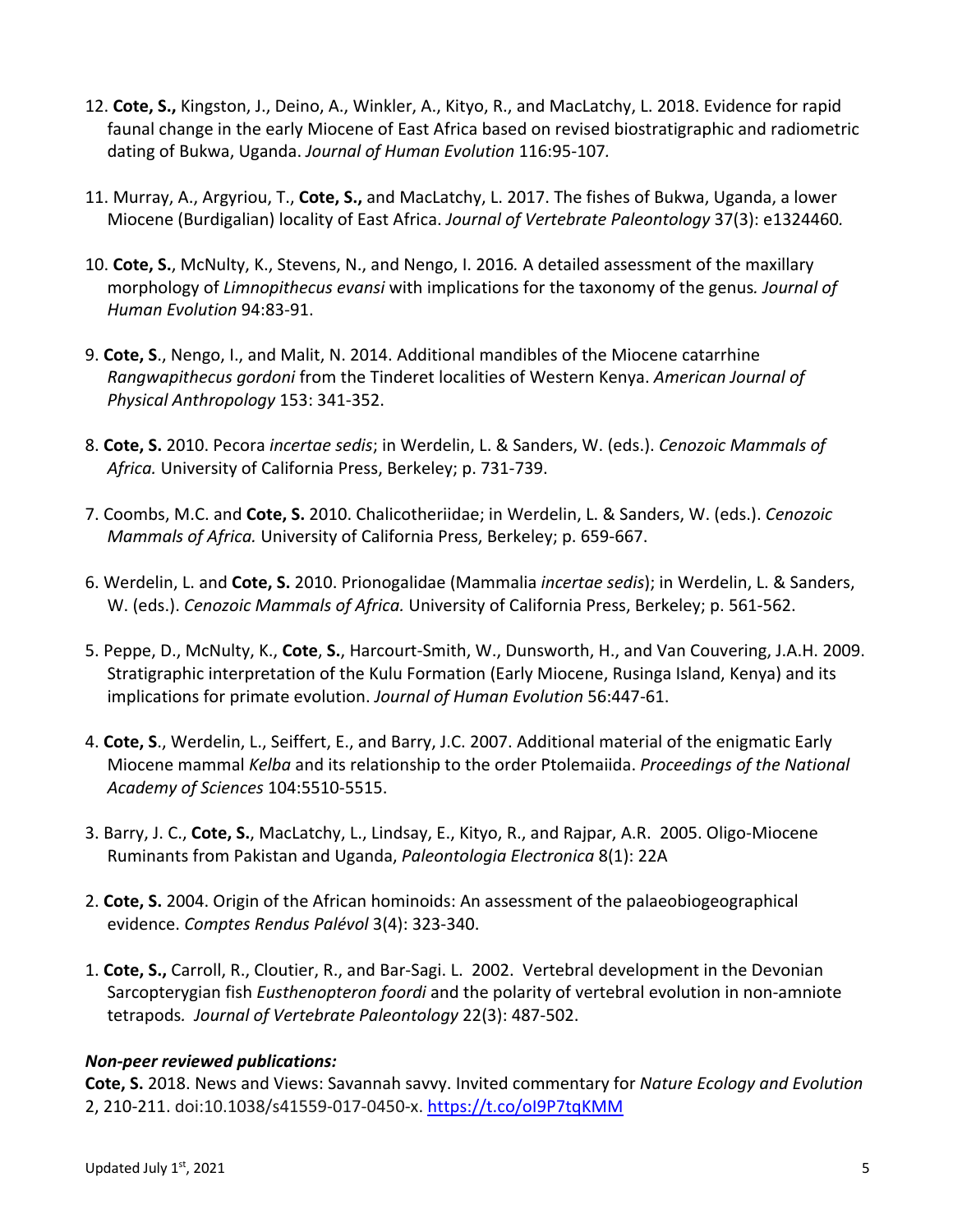12. **Cote, S.,** Kingston, J., Deino, A., Winkler, A., Kityo, R., and MacLatchy, L. 2018. Evidence for rapid faunal change in the early Miocene of East Africa based on revised biostratigraphic and radiometric dating of Bukwa, Uganda. *Journal of Human Evolution* 116:95-107*.*

11. Murray, A., Argyriou, T., **Cote, S.,** and MacLatchy, L. 2017. The fishes of Bukwa, Uganda, a lower Miocene (Burdigalian) locality of East Africa. *Journal of Vertebrate Paleontology* 37(3): e1324460*.*

10. **Cote, S.**, McNulty, K., Stevens, N., and Nengo, I. 2016*.* A detailed assessment of the maxillary morphology of *Limnopithecus evansi* with implications for the taxonomy of the genus*. Journal of Human Evolution* 94:83-91.

9. **Cote, S**., Nengo, I., and Malit, N. 2014. Additional mandibles of the Miocene catarrhine *Rangwapithecus gordoni* from the Tinderet localities of Western Kenya. *American Journal of Physical Anthropology* 153: 341-352.

8. **Cote, S.** 2010. Pecora *incertae sedis*; in Werdelin, L. & Sanders, W. (eds.). *Cenozoic Mammals of Africa.* University of California Press, Berkeley; p. 731-739.

7. Coombs, M.C. and **Cote, S.** 2010. Chalicotheriidae; in Werdelin, L. & Sanders, W. (eds.). *Cenozoic Mammals of Africa.* University of California Press, Berkeley; p. 659-667.

6. Werdelin, L. and **Cote, S.** 2010. Prionogalidae (Mammalia *incertae sedis*); in Werdelin, L. & Sanders, W. (eds.). *Cenozoic Mammals of Africa.* University of California Press, Berkeley; p. 561-562.

5. Peppe, D., McNulty, K., **Cote**, **S.**, Harcourt-Smith, W., Dunsworth, H., and Van Couvering, J.A.H. 2009. Stratigraphic interpretation of the Kulu Formation (Early Miocene, Rusinga Island, Kenya) and its implications for primate evolution. *Journal of Human Evolution* 56:447-61.

4. **Cote, S**., Werdelin, L., Seiffert, E., and Barry, J.C. 2007. Additional material of the enigmatic Early Miocene mammal *Kelba* and its relationship to the order Ptolemaiida. *Proceedings of the National Academy of Sciences* 104:5510-5515.

3. Barry, J. C., **Cote, S.**, MacLatchy, L., Lindsay, E., Kityo, R., and Rajpar, A.R. 2005. Oligo-Miocene Ruminants from Pakistan and Uganda, *Paleontologia Electronica* 8(1): 22A

2. **Cote, S.** 2004. Origin of the African hominoids: An assessment of the palaeobiogeographical evidence. *Comptes Rendus Palévol* 3(4): 323-340.

1. **Cote, S.,** Carroll, R., Cloutier, R., and Bar-Sagi. L. 2002. Vertebral development in the Devonian Sarcopterygian fish *Eusthenopteron foordi* and the polarity of vertebral evolution in non-amniote tetrapods*. Journal of Vertebrate Paleontology* 22(3): 487-502.

***Non-peer reviewed publications:***

**Cote, S.** 2018. News and Views: Savannah savvy. Invited commentary for *Nature Ecology and Evolution* 2, 210-211. doi:10.1038/s41559-017-0450-x. https://t.co/oI9P7tqKMM

Updated July 1st, 2021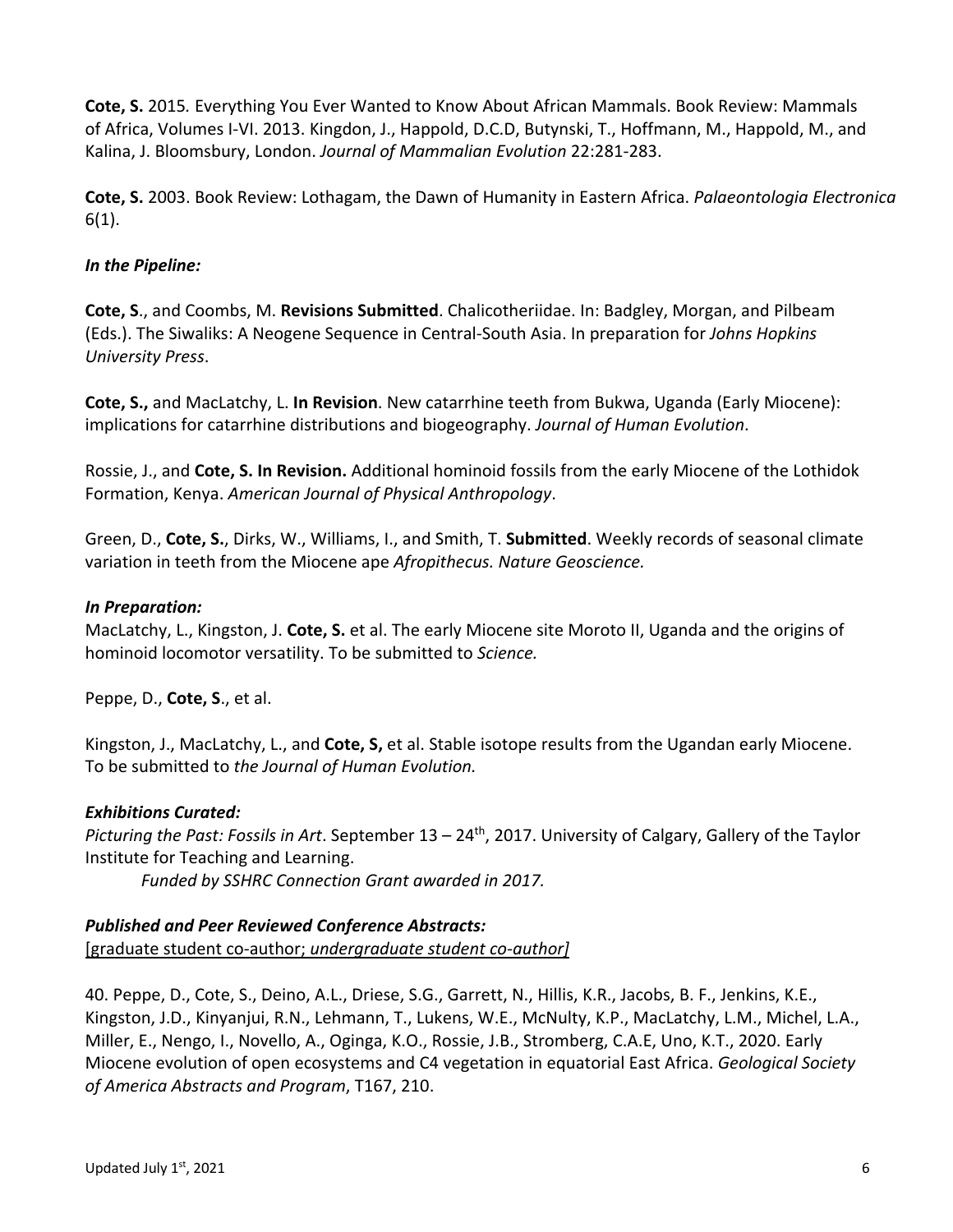**Cote, S.** 2015. Everything You Ever Wanted to Know About African Mammals. Book Review: Mammals of Africa, Volumes I-VI. 2013. Kingdon, J., Happold, D.C.D, Butynski, T., Hoffmann, M., Happold, M., and Kalina, J. Bloomsbury, London. *Journal of Mammalian Evolution* 22:281-283.

**Cote, S.** 2003. Book Review: Lothagam, the Dawn of Humanity in Eastern Africa. *Palaeontologia Electronica* 6(1).

***In the Pipeline:***

**Cote, S**., and Coombs, M. **Revisions Submitted**. Chalicotheriidae. In: Badgley, Morgan, and Pilbeam (Eds.). The Siwaliks: A Neogene Sequence in Central-South Asia. In preparation for *Johns Hopkins University Press*.

**Cote, S.,** and MacLatchy, L. **In Revision**. New catarrhine teeth from Bukwa, Uganda (Early Miocene): implications for catarrhine distributions and biogeography. *Journal of Human Evolution*.

Rossie, J., and **Cote, S. In Revision.** Additional hominoid fossils from the early Miocene of the Lothidok Formation, Kenya. *American Journal of Physical Anthropology*.

Green, D., **Cote, S.**, Dirks, W., Williams, I., and Smith, T. **Submitted**. Weekly records of seasonal climate variation in teeth from the Miocene ape *Afropithecus. Nature Geoscience.*

***In Preparation:***

MacLatchy, L., Kingston, J. **Cote, S.** et al. The early Miocene site Moroto II, Uganda and the origins of hominoid locomotor versatility. To be submitted to *Science.*

Peppe, D., **Cote, S**., et al.

Kingston, J., MacLatchy, L., and **Cote, S,** et al. Stable isotope results from the Ugandan early Miocene. To be submitted to *the Journal of Human Evolution.*

***Exhibitions Curated:***

*Picturing the Past: Fossils in Art*. September 13 – 24th, 2017. University of Calgary, Gallery of the Taylor Institute for Teaching and Learning.

*Funded by SSHRC Connection Grant awarded in 2017.*

***Published and Peer Reviewed Conference Abstracts:***

[graduate student co-author; *undergraduate student co-author]*

40. Peppe, D., Cote, S., Deino, A.L., Driese, S.G., Garrett, N., Hillis, K.R., Jacobs, B. F., Jenkins, K.E., Kingston, J.D., Kinyanjui, R.N., Lehmann, T., Lukens, W.E., McNulty, K.P., MacLatchy, L.M., Michel, L.A., Miller, E., Nengo, I., Novello, A., Oginga, K.O., Rossie, J.B., Stromberg, C.A.E, Uno, K.T., 2020. Early Miocene evolution of open ecosystems and C4 vegetation in equatorial East Africa. *Geological Society of America Abstracts and Program*, T167, 210.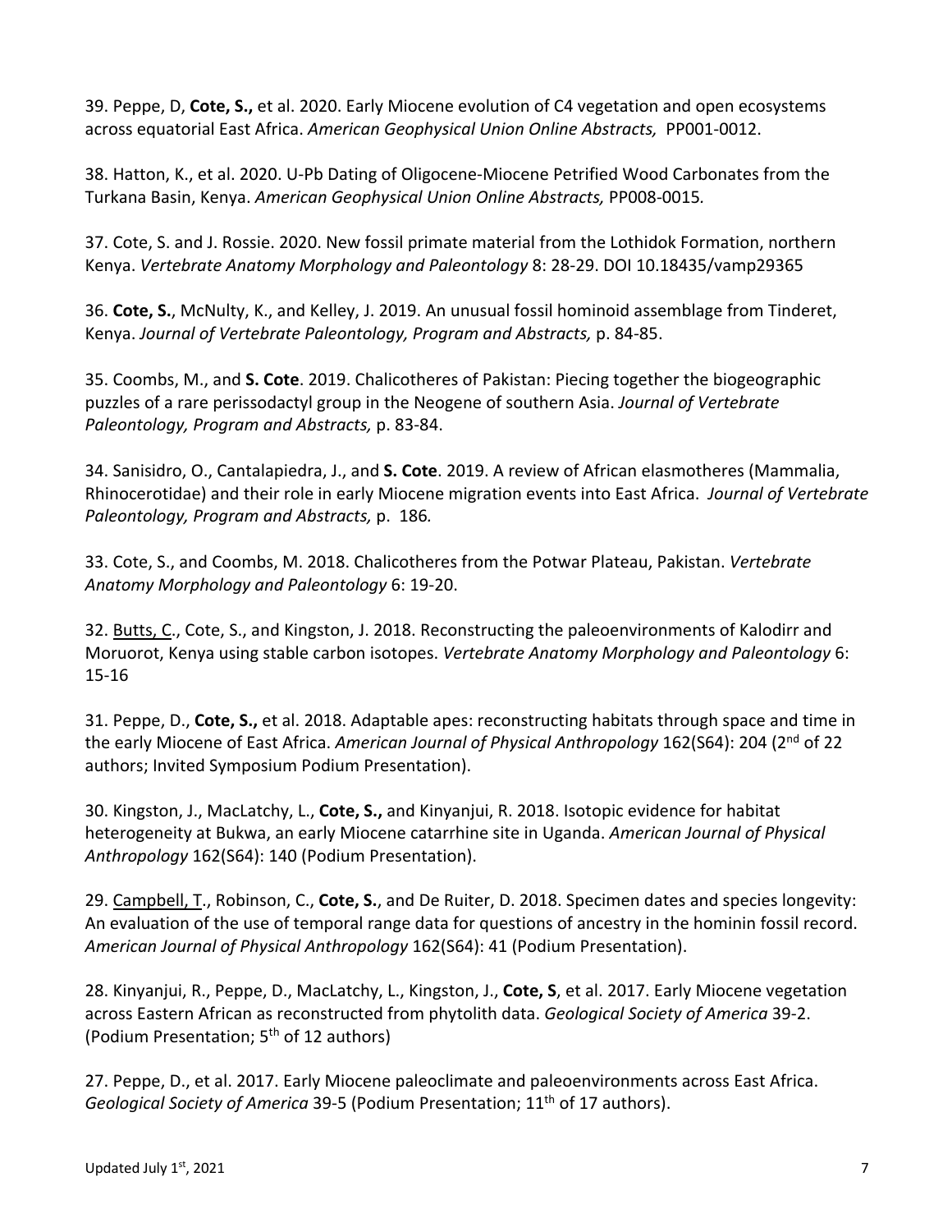39. Peppe, D, **Cote, S.,** et al. 2020. Early Miocene evolution of C4 vegetation and open ecosystems across equatorial East Africa. *American Geophysical Union Online Abstracts,* PP001-0012.

38. Hatton, K., et al. 2020. U-Pb Dating of Oligocene-Miocene Petrified Wood Carbonates from the Turkana Basin, Kenya. *American Geophysical Union Online Abstracts,* PP008-0015*.*

37. Cote, S. and J. Rossie. 2020. New fossil primate material from the Lothidok Formation, northern Kenya. *Vertebrate Anatomy Morphology and Paleontology* 8: 28-29. DOI 10.18435/vamp29365

36. **Cote, S.**, McNulty, K., and Kelley, J. 2019. An unusual fossil hominoid assemblage from Tinderet, Kenya. *Journal of Vertebrate Paleontology, Program and Abstracts,* p. 84-85.

35. Coombs, M., and **S. Cote**. 2019. Chalicotheres of Pakistan: Piecing together the biogeographic puzzles of a rare perissodactyl group in the Neogene of southern Asia. *Journal of Vertebrate Paleontology, Program and Abstracts,* p. 83-84.

34. Sanisidro, O., Cantalapiedra, J., and **S. Cote**. 2019. A review of African elasmotheres (Mammalia, Rhinocerotidae) and their role in early Miocene migration events into East Africa. *Journal of Vertebrate Paleontology, Program and Abstracts,* p. 186*.*

33. Cote, S., and Coombs, M. 2018. Chalicotheres from the Potwar Plateau, Pakistan. *Vertebrate Anatomy Morphology and Paleontology* 6: 19-20.

32. <u>Butts, C</u>., Cote, S., and Kingston, J. 2018. Reconstructing the paleoenvironments of Kalodirr and Moruorot, Kenya using stable carbon isotopes. *Vertebrate Anatomy Morphology and Paleontology* 6: 15-16

31. Peppe, D., **Cote, S.,** et al. 2018. Adaptable apes: reconstructing habitats through space and time in the early Miocene of East Africa. *American Journal of Physical Anthropology* 162(S64): 204 (2nd of 22 authors; Invited Symposium Podium Presentation).

30. Kingston, J., MacLatchy, L., **Cote, S.,** and Kinyanjui, R. 2018. Isotopic evidence for habitat heterogeneity at Bukwa, an early Miocene catarrhine site in Uganda. *American Journal of Physical Anthropology* 162(S64): 140 (Podium Presentation).

29. <u>Campbell, T</u>., Robinson, C., **Cote, S.**, and De Ruiter, D. 2018. Specimen dates and species longevity: An evaluation of the use of temporal range data for questions of ancestry in the hominin fossil record. *American Journal of Physical Anthropology* 162(S64): 41 (Podium Presentation).

28. Kinyanjui, R., Peppe, D., MacLatchy, L., Kingston, J., **Cote, S**, et al. 2017. Early Miocene vegetation across Eastern African as reconstructed from phytolith data. *Geological Society of America* 39-2. (Podium Presentation; 5th of 12 authors)

27. Peppe, D., et al. 2017. Early Miocene paleoclimate and paleoenvironments across East Africa. *Geological Society of America* 39-5 (Podium Presentation; 11th of 17 authors).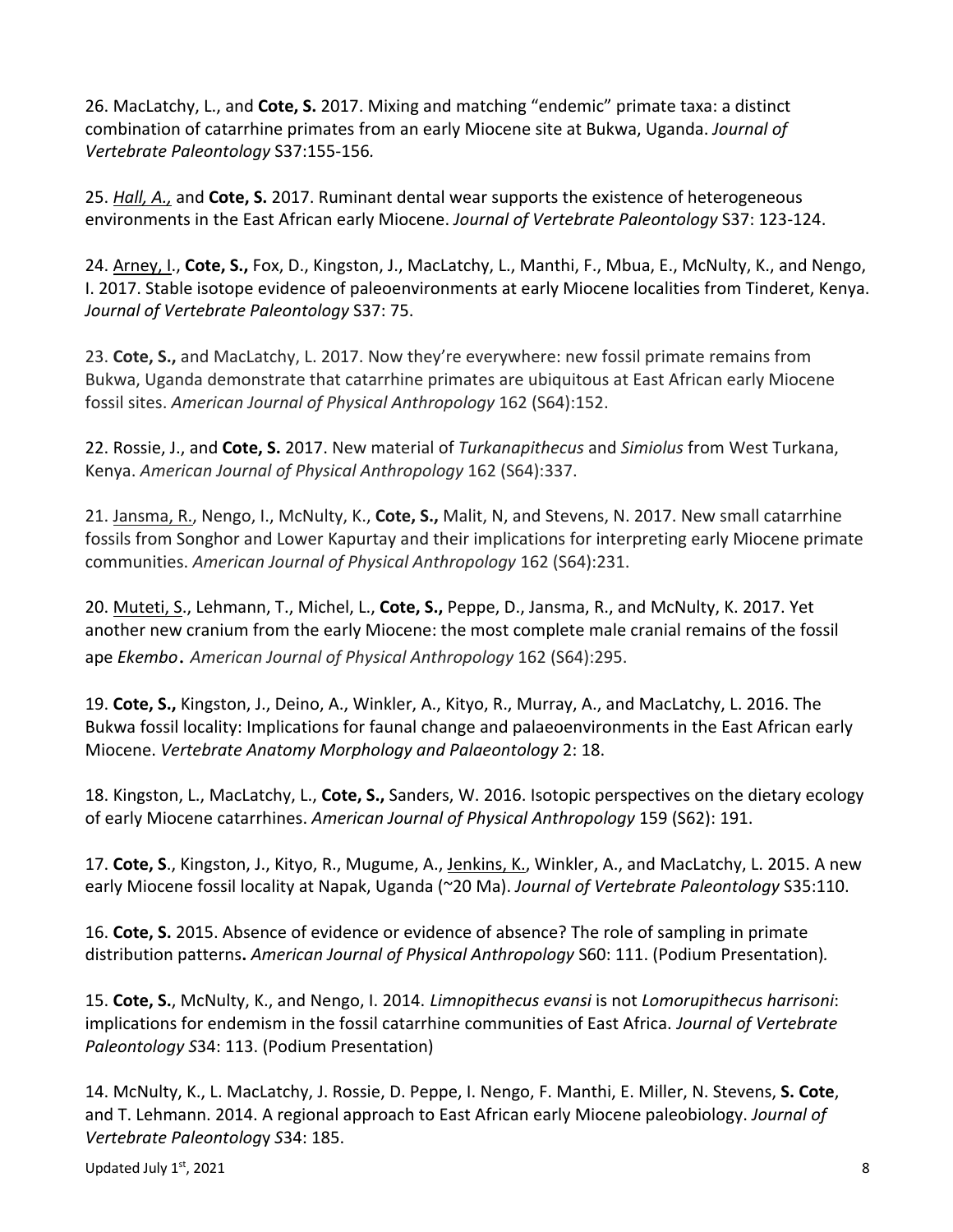26. MacLatchy, L., and **Cote, S.** 2017. Mixing and matching "endemic" primate taxa: a distinct combination of catarrhine primates from an early Miocene site at Bukwa, Uganda. *Journal of Vertebrate Paleontology* S37:155-156*.*

25. *Hall, A.,* and **Cote, S.** 2017. Ruminant dental wear supports the existence of heterogeneous environments in the East African early Miocene. *Journal of Vertebrate Paleontology* S37: 123-124.

24. Arney, I., **Cote, S.,** Fox, D., Kingston, J., MacLatchy, L., Manthi, F., Mbua, E., McNulty, K., and Nengo, I. 2017. Stable isotope evidence of paleoenvironments at early Miocene localities from Tinderet, Kenya. *Journal of Vertebrate Paleontology* S37: 75.

23. **Cote, S.,** and MacLatchy, L. 2017. Now they're everywhere: new fossil primate remains from Bukwa, Uganda demonstrate that catarrhine primates are ubiquitous at East African early Miocene fossil sites. *American Journal of Physical Anthropology* 162 (S64):152.

22. Rossie, J., and **Cote, S.** 2017. New material of *Turkanapithecus* and *Simiolus* from West Turkana, Kenya. *American Journal of Physical Anthropology* 162 (S64):337.

21. Jansma, R., Nengo, I., McNulty, K., **Cote, S.,** Malit, N, and Stevens, N. 2017. New small catarrhine fossils from Songhor and Lower Kapurtay and their implications for interpreting early Miocene primate communities. *American Journal of Physical Anthropology* 162 (S64):231.

20. Muteti, S., Lehmann, T., Michel, L., **Cote, S.,** Peppe, D., Jansma, R., and McNulty, K. 2017. Yet another new cranium from the early Miocene: the most complete male cranial remains of the fossil ape *Ekembo*. *American Journal of Physical Anthropology* 162 (S64):295.

19. **Cote, S.,** Kingston, J., Deino, A., Winkler, A., Kityo, R., Murray, A., and MacLatchy, L. 2016. The Bukwa fossil locality: Implications for faunal change and palaeoenvironments in the East African early Miocene. *Vertebrate Anatomy Morphology and Palaeontology* 2: 18.

18. Kingston, L., MacLatchy, L., **Cote, S.,** Sanders, W. 2016. Isotopic perspectives on the dietary ecology of early Miocene catarrhines. *American Journal of Physical Anthropology* 159 (S62): 191.

17. **Cote, S**., Kingston, J., Kityo, R., Mugume, A., Jenkins, K., Winkler, A., and MacLatchy, L. 2015. A new early Miocene fossil locality at Napak, Uganda (~20 Ma). *Journal of Vertebrate Paleontology* S35:110.

16. **Cote, S.** 2015. Absence of evidence or evidence of absence? The role of sampling in primate distribution patterns**.** *American Journal of Physical Anthropology* S60: 111. (Podium Presentation)*.*

15. **Cote, S.**, McNulty, K., and Nengo, I. 2014. *Limnopithecus evansi* is not *Lomorupithecus harrisoni*: implications for endemism in the fossil catarrhine communities of East Africa. *Journal of Vertebrate Paleontology S*34: 113. (Podium Presentation)

14. McNulty, K., L. MacLatchy, J. Rossie, D. Peppe, I. Nengo, F. Manthi, E. Miller, N. Stevens, **S. Cote**, and T. Lehmann. 2014. A regional approach to East African early Miocene paleobiology. *Journal of Vertebrate Paleontology S*34: 185.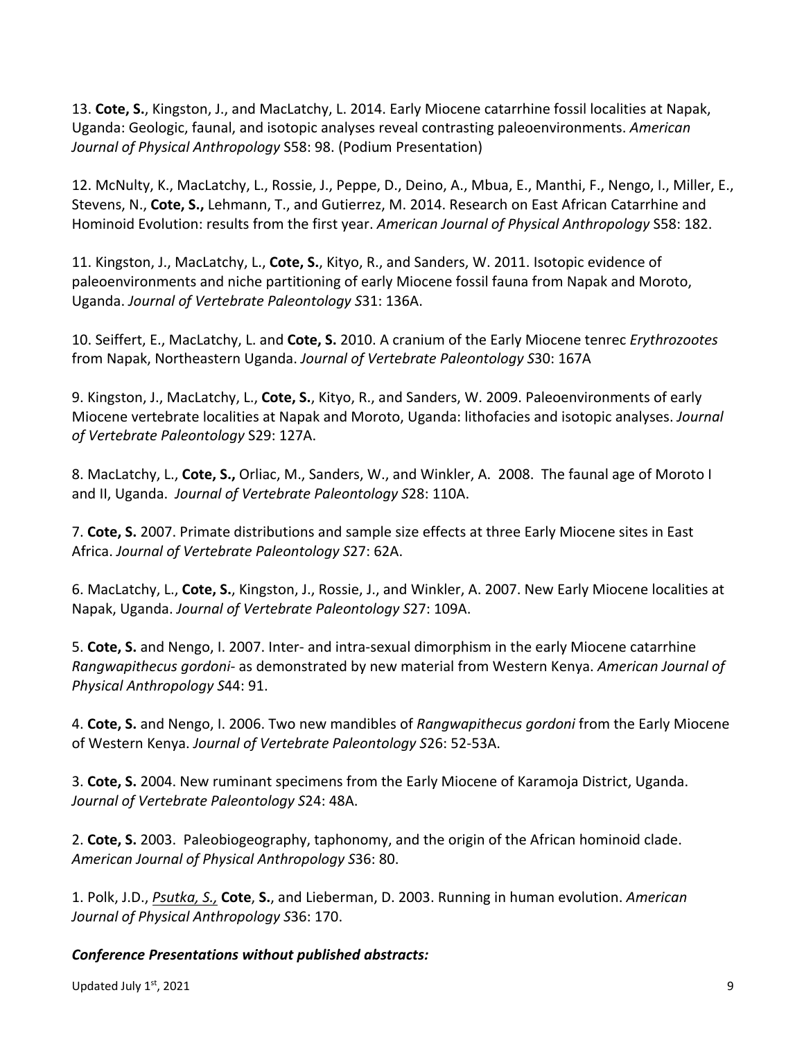13. **Cote, S.**, Kingston, J., and MacLatchy, L. 2014. Early Miocene catarrhine fossil localities at Napak, Uganda: Geologic, faunal, and isotopic analyses reveal contrasting paleoenvironments. *American Journal of Physical Anthropology* S58: 98. (Podium Presentation)

12. McNulty, K., MacLatchy, L., Rossie, J., Peppe, D., Deino, A., Mbua, E., Manthi, F., Nengo, I., Miller, E., Stevens, N., **Cote, S.,** Lehmann, T., and Gutierrez, M. 2014. Research on East African Catarrhine and Hominoid Evolution: results from the first year. *American Journal of Physical Anthropology* S58: 182.

11. Kingston, J., MacLatchy, L., **Cote, S.**, Kityo, R., and Sanders, W. 2011. Isotopic evidence of paleoenvironments and niche partitioning of early Miocene fossil fauna from Napak and Moroto, Uganda. *Journal of Vertebrate Paleontology S*31: 136A.

10. Seiffert, E., MacLatchy, L. and **Cote, S.** 2010. A cranium of the Early Miocene tenrec *Erythrozootes* from Napak, Northeastern Uganda. *Journal of Vertebrate Paleontology S*30: 167A

9. Kingston, J., MacLatchy, L., **Cote, S.**, Kityo, R., and Sanders, W. 2009. Paleoenvironments of early Miocene vertebrate localities at Napak and Moroto, Uganda: lithofacies and isotopic analyses. *Journal of Vertebrate Paleontology* S29: 127A.

8. MacLatchy, L., **Cote, S.,** Orliac, M., Sanders, W., and Winkler, A. 2008. The faunal age of Moroto I and II, Uganda. *Journal of Vertebrate Paleontology S*28: 110A.

7. **Cote, S.** 2007. Primate distributions and sample size effects at three Early Miocene sites in East Africa. *Journal of Vertebrate Paleontology S*27: 62A.

6. MacLatchy, L., **Cote, S.**, Kingston, J., Rossie, J., and Winkler, A. 2007. New Early Miocene localities at Napak, Uganda. *Journal of Vertebrate Paleontology S*27: 109A.

5. **Cote, S.** and Nengo, I. 2007. Inter- and intra-sexual dimorphism in the early Miocene catarrhine *Rangwapithecus gordoni*- as demonstrated by new material from Western Kenya. *American Journal of Physical Anthropology S*44: 91.

4. **Cote, S.** and Nengo, I. 2006. Two new mandibles of *Rangwapithecus gordoni* from the Early Miocene of Western Kenya. *Journal of Vertebrate Paleontology S*26: 52-53A.

3. **Cote, S.** 2004. New ruminant specimens from the Early Miocene of Karamoja District, Uganda. *Journal of Vertebrate Paleontology S*24: 48A.

2. **Cote, S.** 2003. Paleobiogeography, taphonomy, and the origin of the African hominoid clade. *American Journal of Physical Anthropology S*36: 80.

1. Polk, J.D., *Psutka, S.,* **Cote**, **S.**, and Lieberman, D. 2003. Running in human evolution. *American Journal of Physical Anthropology S*36: 170.

***Conference Presentations without published abstracts:***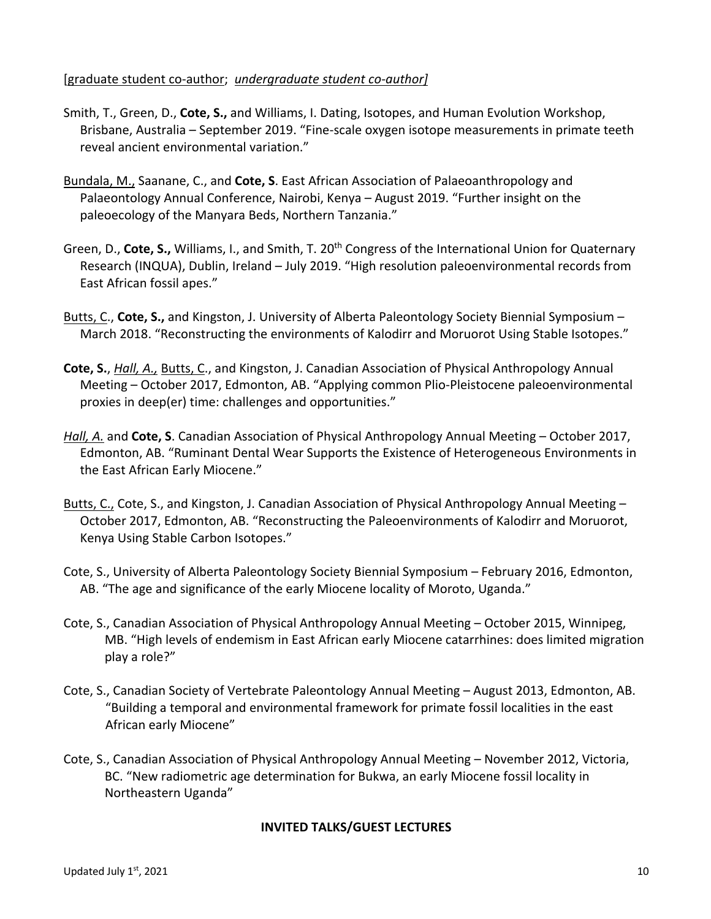[<u>graduate student co-author</u>; *<u>undergraduate student co-author</u>]*

Smith, T., Green, D., **Cote, S.,** and Williams, I. Dating, Isotopes, and Human Evolution Workshop, Brisbane, Australia – September 2019. "Fine-scale oxygen isotope measurements in primate teeth reveal ancient environmental variation."

<u>Bundala, M.,</u> Saanane, C., and **Cote, S**. East African Association of Palaeoanthropology and Palaeontology Annual Conference, Nairobi, Kenya – August 2019. "Further insight on the paleoecology of the Manyara Beds, Northern Tanzania."

Green, D., **Cote, S.,** Williams, I., and Smith, T. 20th Congress of the International Union for Quaternary Research (INQUA), Dublin, Ireland – July 2019. "High resolution paleoenvironmental records from East African fossil apes."

<u>Butts, C</u>., **Cote, S.,** and Kingston, J. University of Alberta Paleontology Society Biennial Symposium – March 2018. "Reconstructing the environments of Kalodirr and Moruorot Using Stable Isotopes."

**Cote, S.**, *<u>Hall, A.,</u>* <u>Butts, C</u>., and Kingston, J. Canadian Association of Physical Anthropology Annual Meeting – October 2017, Edmonton, AB. "Applying common Plio-Pleistocene paleoenvironmental proxies in deep(er) time: challenges and opportunities."

*<u>Hall, A.</u>* and **Cote, S**. Canadian Association of Physical Anthropology Annual Meeting – October 2017, Edmonton, AB. "Ruminant Dental Wear Supports the Existence of Heterogeneous Environments in the East African Early Miocene."

<u>Butts, C.,</u> Cote, S., and Kingston, J. Canadian Association of Physical Anthropology Annual Meeting – October 2017, Edmonton, AB. "Reconstructing the Paleoenvironments of Kalodirr and Moruorot, Kenya Using Stable Carbon Isotopes."

Cote, S., University of Alberta Paleontology Society Biennial Symposium – February 2016, Edmonton, AB. "The age and significance of the early Miocene locality of Moroto, Uganda."

Cote, S., Canadian Association of Physical Anthropology Annual Meeting – October 2015, Winnipeg, MB. "High levels of endemism in East African early Miocene catarrhines: does limited migration play a role?"

Cote, S., Canadian Society of Vertebrate Paleontology Annual Meeting – August 2013, Edmonton, AB. "Building a temporal and environmental framework for primate fossil localities in the east African early Miocene"

Cote, S., Canadian Association of Physical Anthropology Annual Meeting – November 2012, Victoria, BC. "New radiometric age determination for Bukwa, an early Miocene fossil locality in Northeastern Uganda"

## INVITED TALKS/GUEST LECTURES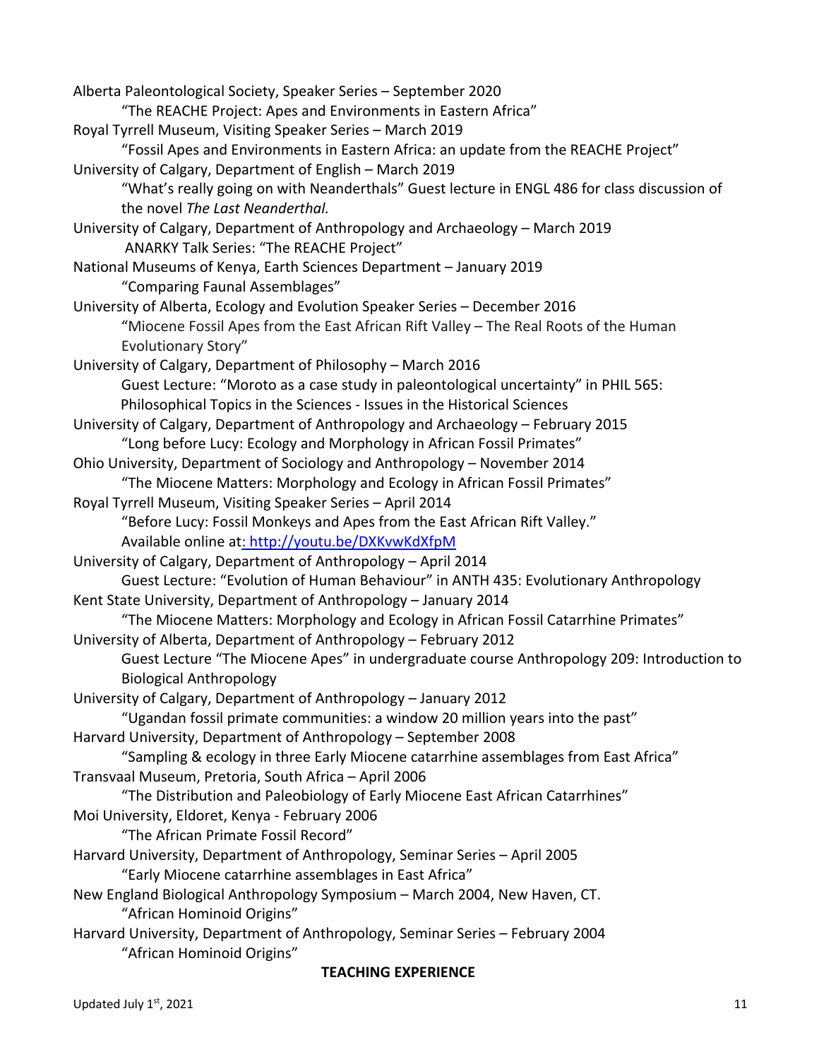Alberta Paleontological Society, Speaker Series – September 2020
    "The REACHE Project: Apes and Environments in Eastern Africa"

Royal Tyrrell Museum, Visiting Speaker Series – March 2019
    "Fossil Apes and Environments in Eastern Africa: an update from the REACHE Project"

University of Calgary, Department of English – March 2019
    "What's really going on with Neanderthals" Guest lecture in ENGL 486 for class discussion of the novel *The Last Neanderthal.*

University of Calgary, Department of Anthropology and Archaeology – March 2019
    ANARKY Talk Series: "The REACHE Project"

National Museums of Kenya, Earth Sciences Department – January 2019
    "Comparing Faunal Assemblages"

University of Alberta, Ecology and Evolution Speaker Series – December 2016
    "Miocene Fossil Apes from the East African Rift Valley – The Real Roots of the Human Evolutionary Story"

University of Calgary, Department of Philosophy – March 2016
    Guest Lecture: "Moroto as a case study in paleontological uncertainty" in PHIL 565: Philosophical Topics in the Sciences - Issues in the Historical Sciences

University of Calgary, Department of Anthropology and Archaeology – February 2015
    "Long before Lucy: Ecology and Morphology in African Fossil Primates"

Ohio University, Department of Sociology and Anthropology – November 2014
    "The Miocene Matters: Morphology and Ecology in African Fossil Primates"

Royal Tyrrell Museum, Visiting Speaker Series – April 2014
    "Before Lucy: Fossil Monkeys and Apes from the East African Rift Valley."
    Available online at: http://youtu.be/DXKvwKdXfpM

University of Calgary, Department of Anthropology – April 2014
    Guest Lecture: "Evolution of Human Behaviour" in ANTH 435: Evolutionary Anthropology

Kent State University, Department of Anthropology – January 2014
    "The Miocene Matters: Morphology and Ecology in African Fossil Catarrhine Primates"

University of Alberta, Department of Anthropology – February 2012
    Guest Lecture "The Miocene Apes" in undergraduate course Anthropology 209: Introduction to Biological Anthropology

University of Calgary, Department of Anthropology – January 2012
    "Ugandan fossil primate communities: a window 20 million years into the past"

Harvard University, Department of Anthropology – September 2008
    "Sampling & ecology in three Early Miocene catarrhine assemblages from East Africa"

Transvaal Museum, Pretoria, South Africa – April 2006
    "The Distribution and Paleobiology of Early Miocene East African Catarrhines"

Moi University, Eldoret, Kenya - February 2006
    "The African Primate Fossil Record"

Harvard University, Department of Anthropology, Seminar Series – April 2005
    "Early Miocene catarrhine assemblages in East Africa"

New England Biological Anthropology Symposium – March 2004, New Haven, CT.
    "African Hominoid Origins"

Harvard University, Department of Anthropology, Seminar Series – February 2004
    "African Hominoid Origins"

## TEACHING EXPERIENCE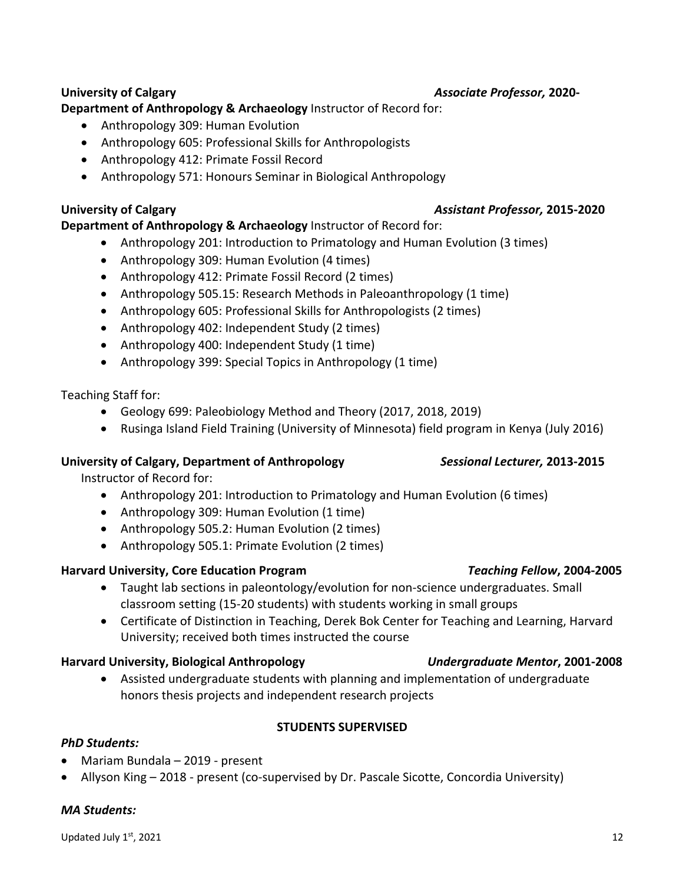**University of Calgary** *Associate Professor,* **2020-**

**Department of Anthropology & Archaeology** Instructor of Record for:

- Anthropology 309: Human Evolution
- Anthropology 605: Professional Skills for Anthropologists
- Anthropology 412: Primate Fossil Record
- Anthropology 571: Honours Seminar in Biological Anthropology

**University of Calgary** *Assistant Professor,* **2015-2020**

**Department of Anthropology & Archaeology** Instructor of Record for:

- Anthropology 201: Introduction to Primatology and Human Evolution (3 times)
- Anthropology 309: Human Evolution (4 times)
- Anthropology 412: Primate Fossil Record (2 times)
- Anthropology 505.15: Research Methods in Paleoanthropology (1 time)
- Anthropology 605: Professional Skills for Anthropologists (2 times)
- Anthropology 402: Independent Study (2 times)
- Anthropology 400: Independent Study (1 time)
- Anthropology 399: Special Topics in Anthropology (1 time)

Teaching Staff for:

- Geology 699: Paleobiology Method and Theory (2017, 2018, 2019)
- Rusinga Island Field Training (University of Minnesota) field program in Kenya (July 2016)

**University of Calgary, Department of Anthropology** *Sessional Lecturer,* **2013-2015**

Instructor of Record for:

- Anthropology 201: Introduction to Primatology and Human Evolution (6 times)
- Anthropology 309: Human Evolution (1 time)
- Anthropology 505.2: Human Evolution (2 times)
- Anthropology 505.1: Primate Evolution (2 times)

**Harvard University, Core Education Program** ***Teaching Fellow*, 2004-2005**

- Taught lab sections in paleontology/evolution for non-science undergraduates. Small classroom setting (15-20 students) with students working in small groups
- Certificate of Distinction in Teaching, Derek Bok Center for Teaching and Learning, Harvard University; received both times instructed the course

**Harvard University, Biological Anthropology** ***Undergraduate Mentor*, 2001-2008**

- Assisted undergraduate students with planning and implementation of undergraduate honors thesis projects and independent research projects

## STUDENTS SUPERVISED

### *PhD Students:*

- Mariam Bundala – 2019 - present
- Allyson King – 2018 - present (co-supervised by Dr. Pascale Sicotte, Concordia University)

### *MA Students:*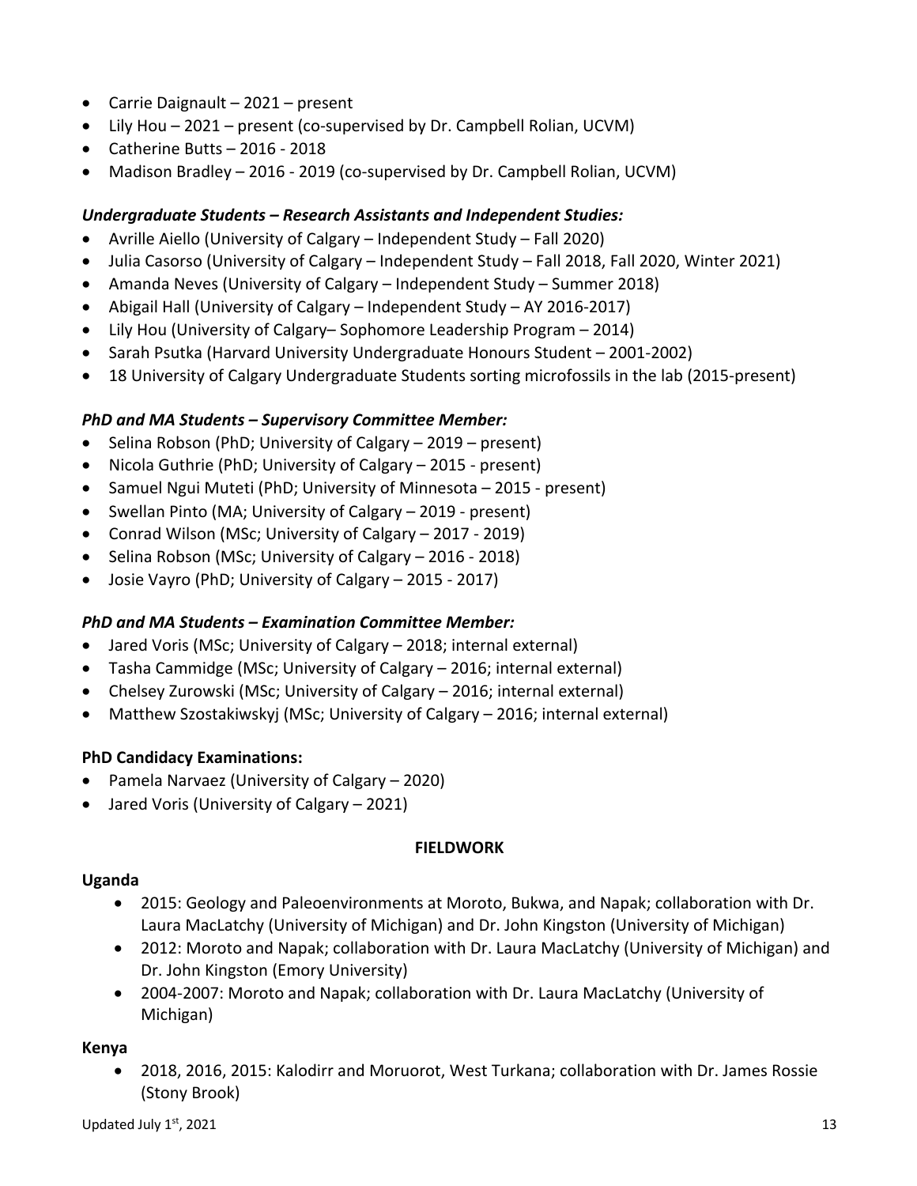- Carrie Daignault – 2021 – present
- Lily Hou – 2021 – present (co-supervised by Dr. Campbell Rolian, UCVM)
- Catherine Butts – 2016 - 2018
- Madison Bradley – 2016 - 2019 (co-supervised by Dr. Campbell Rolian, UCVM)

***Undergraduate Students – Research Assistants and Independent Studies:***

- Avrille Aiello (University of Calgary – Independent Study – Fall 2020)
- Julia Casorso (University of Calgary – Independent Study – Fall 2018, Fall 2020, Winter 2021)
- Amanda Neves (University of Calgary – Independent Study – Summer 2018)
- Abigail Hall (University of Calgary – Independent Study – AY 2016-2017)
- Lily Hou (University of Calgary– Sophomore Leadership Program – 2014)
- Sarah Psutka (Harvard University Undergraduate Honours Student – 2001-2002)
- 18 University of Calgary Undergraduate Students sorting microfossils in the lab (2015-present)

***PhD and MA Students – Supervisory Committee Member:***

- Selina Robson (PhD; University of Calgary – 2019 – present)
- Nicola Guthrie (PhD; University of Calgary – 2015 - present)
- Samuel Ngui Muteti (PhD; University of Minnesota – 2015 - present)
- Swellan Pinto (MA; University of Calgary – 2019 - present)
- Conrad Wilson (MSc; University of Calgary – 2017 - 2019)
- Selina Robson (MSc; University of Calgary – 2016 - 2018)
- Josie Vayro (PhD; University of Calgary – 2015 - 2017)

***PhD and MA Students – Examination Committee Member:***

- Jared Voris (MSc; University of Calgary – 2018; internal external)
- Tasha Cammidge (MSc; University of Calgary – 2016; internal external)
- Chelsey Zurowski (MSc; University of Calgary – 2016; internal external)
- Matthew Szostakiwskyj (MSc; University of Calgary – 2016; internal external)

**PhD Candidacy Examinations:**

- Pamela Narvaez (University of Calgary – 2020)
- Jared Voris (University of Calgary – 2021)

## FIELDWORK

**Uganda**

- 2015: Geology and Paleoenvironments at Moroto, Bukwa, and Napak; collaboration with Dr. Laura MacLatchy (University of Michigan) and Dr. John Kingston (University of Michigan)
- 2012: Moroto and Napak; collaboration with Dr. Laura MacLatchy (University of Michigan) and Dr. John Kingston (Emory University)
- 2004-2007: Moroto and Napak; collaboration with Dr. Laura MacLatchy (University of Michigan)

**Kenya**

- 2018, 2016, 2015: Kalodirr and Moruorot, West Turkana; collaboration with Dr. James Rossie (Stony Brook)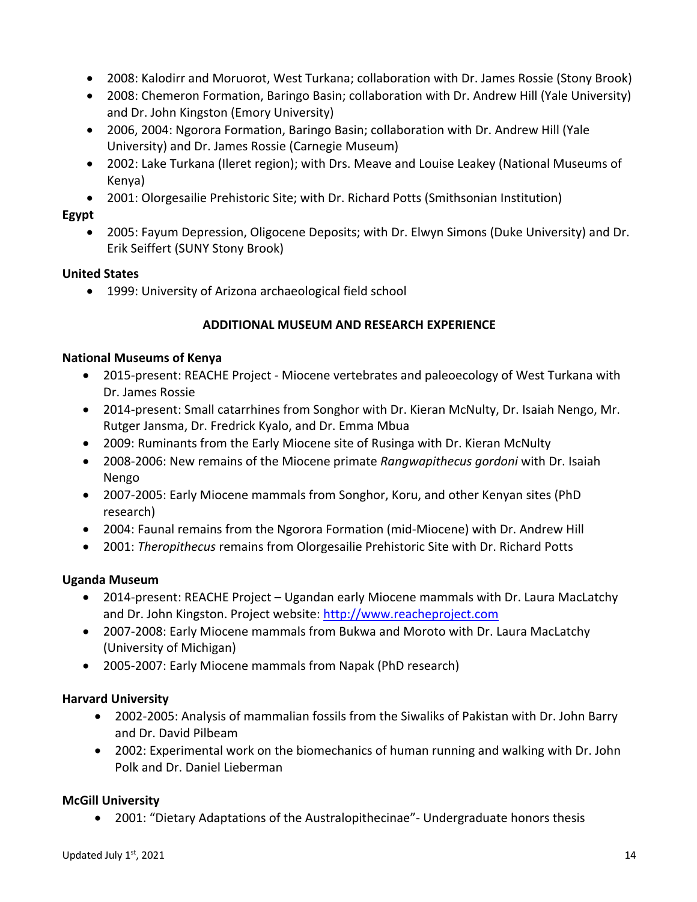- 2008: Kalodirr and Moruorot, West Turkana; collaboration with Dr. James Rossie (Stony Brook)
- 2008: Chemeron Formation, Baringo Basin; collaboration with Dr. Andrew Hill (Yale University) and Dr. John Kingston (Emory University)
- 2006, 2004: Ngorora Formation, Baringo Basin; collaboration with Dr. Andrew Hill (Yale University) and Dr. James Rossie (Carnegie Museum)
- 2002: Lake Turkana (Ileret region); with Drs. Meave and Louise Leakey (National Museums of Kenya)
- 2001: Olorgesailie Prehistoric Site; with Dr. Richard Potts (Smithsonian Institution)

**Egypt**

- 2005: Fayum Depression, Oligocene Deposits; with Dr. Elwyn Simons (Duke University) and Dr. Erik Seiffert (SUNY Stony Brook)

**United States**

- 1999: University of Arizona archaeological field school

## ADDITIONAL MUSEUM AND RESEARCH EXPERIENCE

**National Museums of Kenya**

- 2015-present: REACHE Project - Miocene vertebrates and paleoecology of West Turkana with Dr. James Rossie
- 2014-present: Small catarrhines from Songhor with Dr. Kieran McNulty, Dr. Isaiah Nengo, Mr. Rutger Jansma, Dr. Fredrick Kyalo, and Dr. Emma Mbua
- 2009: Ruminants from the Early Miocene site of Rusinga with Dr. Kieran McNulty
- 2008-2006: New remains of the Miocene primate *Rangwapithecus gordoni* with Dr. Isaiah Nengo
- 2007-2005: Early Miocene mammals from Songhor, Koru, and other Kenyan sites (PhD research)
- 2004: Faunal remains from the Ngorora Formation (mid-Miocene) with Dr. Andrew Hill
- 2001: *Theropithecus* remains from Olorgesailie Prehistoric Site with Dr. Richard Potts

**Uganda Museum**

- 2014-present: REACHE Project – Ugandan early Miocene mammals with Dr. Laura MacLatchy and Dr. John Kingston. Project website: http://www.reacheproject.com
- 2007-2008: Early Miocene mammals from Bukwa and Moroto with Dr. Laura MacLatchy (University of Michigan)
- 2005-2007: Early Miocene mammals from Napak (PhD research)

**Harvard University**

- 2002-2005: Analysis of mammalian fossils from the Siwaliks of Pakistan with Dr. John Barry and Dr. David Pilbeam
- 2002: Experimental work on the biomechanics of human running and walking with Dr. John Polk and Dr. Daniel Lieberman

**McGill University**

- 2001: "Dietary Adaptations of the Australopithecinae"- Undergraduate honors thesis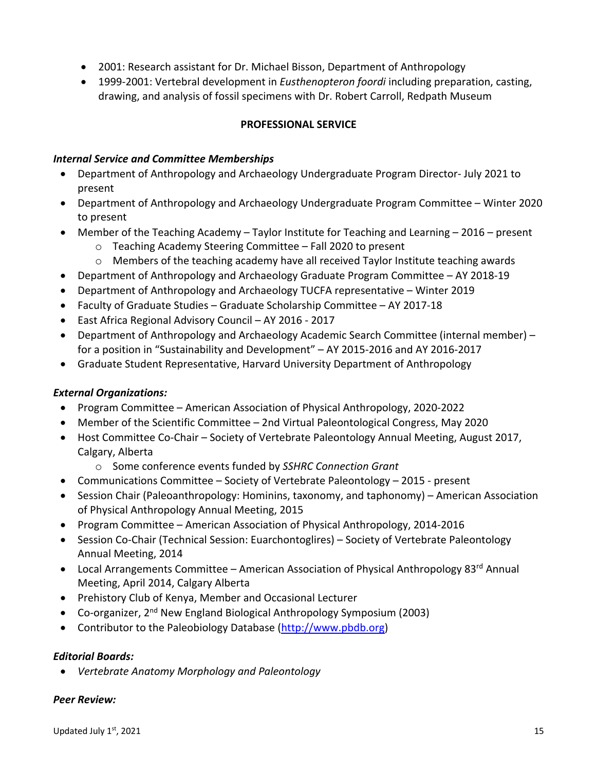- 2001: Research assistant for Dr. Michael Bisson, Department of Anthropology
- 1999-2001: Vertebral development in *Eusthenopteron foordi* including preparation, casting, drawing, and analysis of fossil specimens with Dr. Robert Carroll, Redpath Museum

## PROFESSIONAL SERVICE

### *Internal Service and Committee Memberships*

- Department of Anthropology and Archaeology Undergraduate Program Director- July 2021 to present
- Department of Anthropology and Archaeology Undergraduate Program Committee – Winter 2020 to present
- Member of the Teaching Academy – Taylor Institute for Teaching and Learning – 2016 – present
  - Teaching Academy Steering Committee – Fall 2020 to present
  - Members of the teaching academy have all received Taylor Institute teaching awards
- Department of Anthropology and Archaeology Graduate Program Committee – AY 2018-19
- Department of Anthropology and Archaeology TUCFA representative – Winter 2019
- Faculty of Graduate Studies – Graduate Scholarship Committee – AY 2017-18
- East Africa Regional Advisory Council – AY 2016 - 2017
- Department of Anthropology and Archaeology Academic Search Committee (internal member) – for a position in "Sustainability and Development" – AY 2015-2016 and AY 2016-2017
- Graduate Student Representative, Harvard University Department of Anthropology

### *External Organizations:*

- Program Committee – American Association of Physical Anthropology, 2020-2022
- Member of the Scientific Committee – 2nd Virtual Paleontological Congress, May 2020
- Host Committee Co-Chair – Society of Vertebrate Paleontology Annual Meeting, August 2017, Calgary, Alberta
  - Some conference events funded by *SSHRC Connection Grant*
- Communications Committee – Society of Vertebrate Paleontology – 2015 - present
- Session Chair (Paleoanthropology: Hominins, taxonomy, and taphonomy) – American Association of Physical Anthropology Annual Meeting, 2015
- Program Committee – American Association of Physical Anthropology, 2014-2016
- Session Co-Chair (Technical Session: Euarchontoglires) – Society of Vertebrate Paleontology Annual Meeting, 2014
- Local Arrangements Committee – American Association of Physical Anthropology 83rd Annual Meeting, April 2014, Calgary Alberta
- Prehistory Club of Kenya, Member and Occasional Lecturer
- Co-organizer, 2nd New England Biological Anthropology Symposium (2003)
- Contributor to the Paleobiology Database (http://www.pbdb.org)

### *Editorial Boards:*

- *Vertebrate Anatomy Morphology and Paleontology*

### *Peer Review:*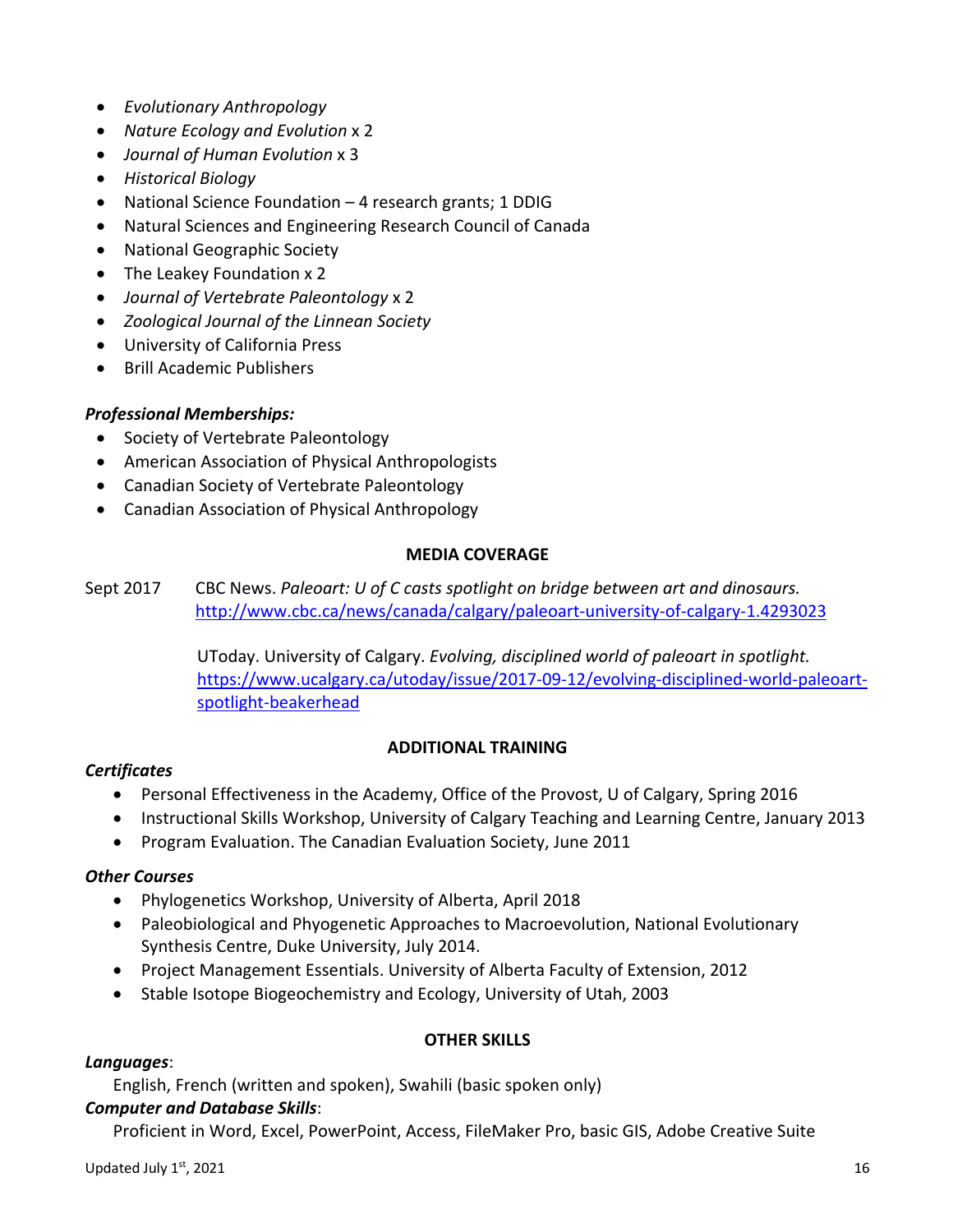- *Evolutionary Anthropology*
- *Nature Ecology and Evolution* x 2
- *Journal of Human Evolution* x 3
- *Historical Biology*
- National Science Foundation – 4 research grants; 1 DDIG
- Natural Sciences and Engineering Research Council of Canada
- National Geographic Society
- The Leakey Foundation x 2
- *Journal of Vertebrate Paleontology* x 2
- *Zoological Journal of the Linnean Society*
- University of California Press
- Brill Academic Publishers

***Professional Memberships:***

- Society of Vertebrate Paleontology
- American Association of Physical Anthropologists
- Canadian Society of Vertebrate Paleontology
- Canadian Association of Physical Anthropology

## MEDIA COVERAGE

Sept 2017 CBC News. *Paleoart: U of C casts spotlight on bridge between art and dinosaurs.* http://www.cbc.ca/news/canada/calgary/paleoart-university-of-calgary-1.4293023

UToday. University of Calgary. *Evolving, disciplined world of paleoart in spotlight.* https://www.ucalgary.ca/utoday/issue/2017-09-12/evolving-disciplined-world-paleoart-spotlight-beakerhead

## ADDITIONAL TRAINING

***Certificates***

- Personal Effectiveness in the Academy, Office of the Provost, U of Calgary, Spring 2016
- Instructional Skills Workshop, University of Calgary Teaching and Learning Centre, January 2013
- Program Evaluation. The Canadian Evaluation Society, June 2011

***Other Courses***

- Phylogenetics Workshop, University of Alberta, April 2018
- Paleobiological and Phyogenetic Approaches to Macroevolution, National Evolutionary Synthesis Centre, Duke University, July 2014.
- Project Management Essentials. University of Alberta Faculty of Extension, 2012
- Stable Isotope Biogeochemistry and Ecology, University of Utah, 2003

## OTHER SKILLS

***Languages***:

English, French (written and spoken), Swahili (basic spoken only)

***Computer and Database Skills***:

Proficient in Word, Excel, PowerPoint, Access, FileMaker Pro, basic GIS, Adobe Creative Suite

Updated July 1st, 2021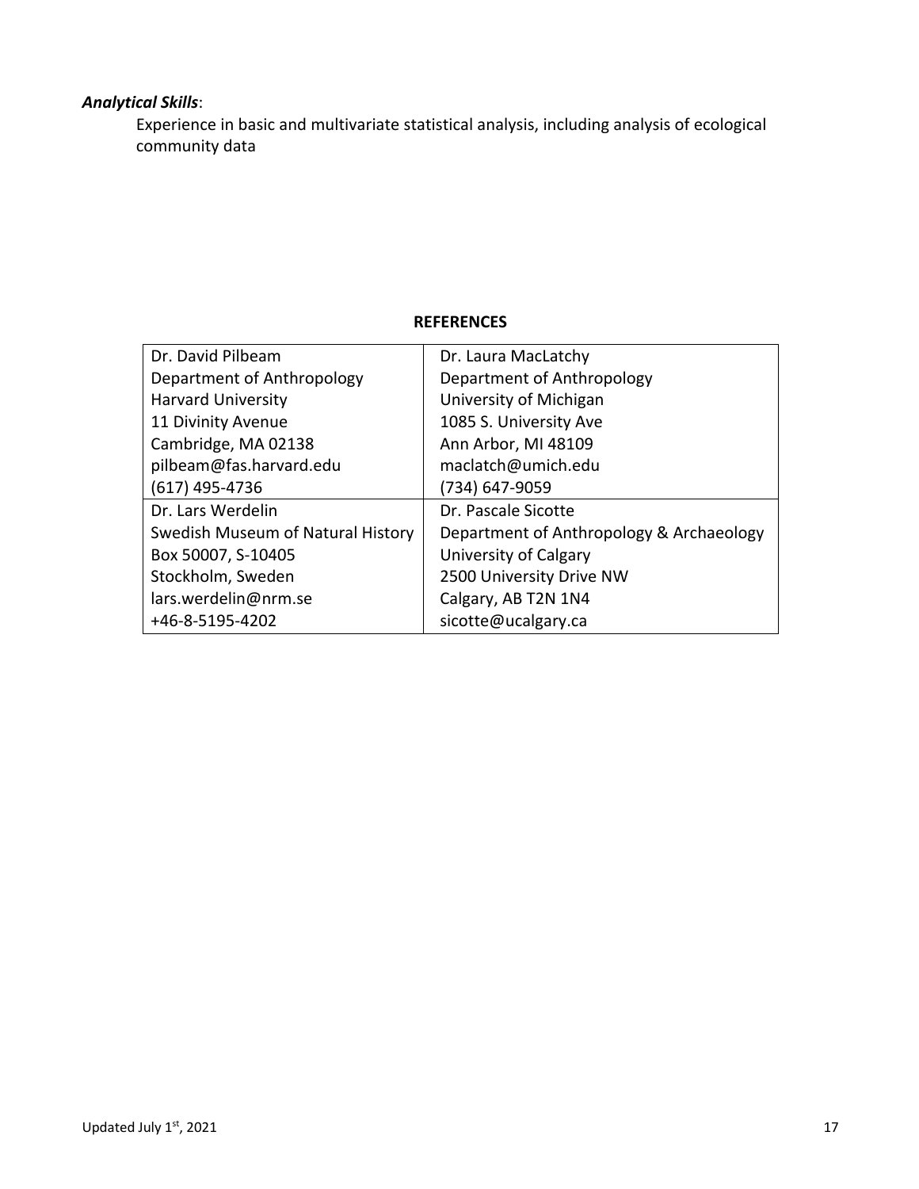***Analytical Skills***:

Experience in basic and multivariate statistical analysis, including analysis of ecological community data

**REFERENCES**

| | |
|---|---|
| Dr. David Pilbeam<br>Department of Anthropology<br>Harvard University<br>11 Divinity Avenue<br>Cambridge, MA 02138<br>pilbeam@fas.harvard.edu<br>(617) 495-4736 | Dr. Laura MacLatchy<br>Department of Anthropology<br>University of Michigan<br>1085 S. University Ave<br>Ann Arbor, MI 48109<br>maclatch@umich.edu<br>(734) 647-9059 |
| Dr. Lars Werdelin<br>Swedish Museum of Natural History<br>Box 50007, S-10405<br>Stockholm, Sweden<br>lars.werdelin@nrm.se<br>+46-8-5195-4202 | Dr. Pascale Sicotte<br>Department of Anthropology & Archaeology<br>University of Calgary<br>2500 University Drive NW<br>Calgary, AB T2N 1N4<br>sicotte@ucalgary.ca |

Updated July 1st, 2021